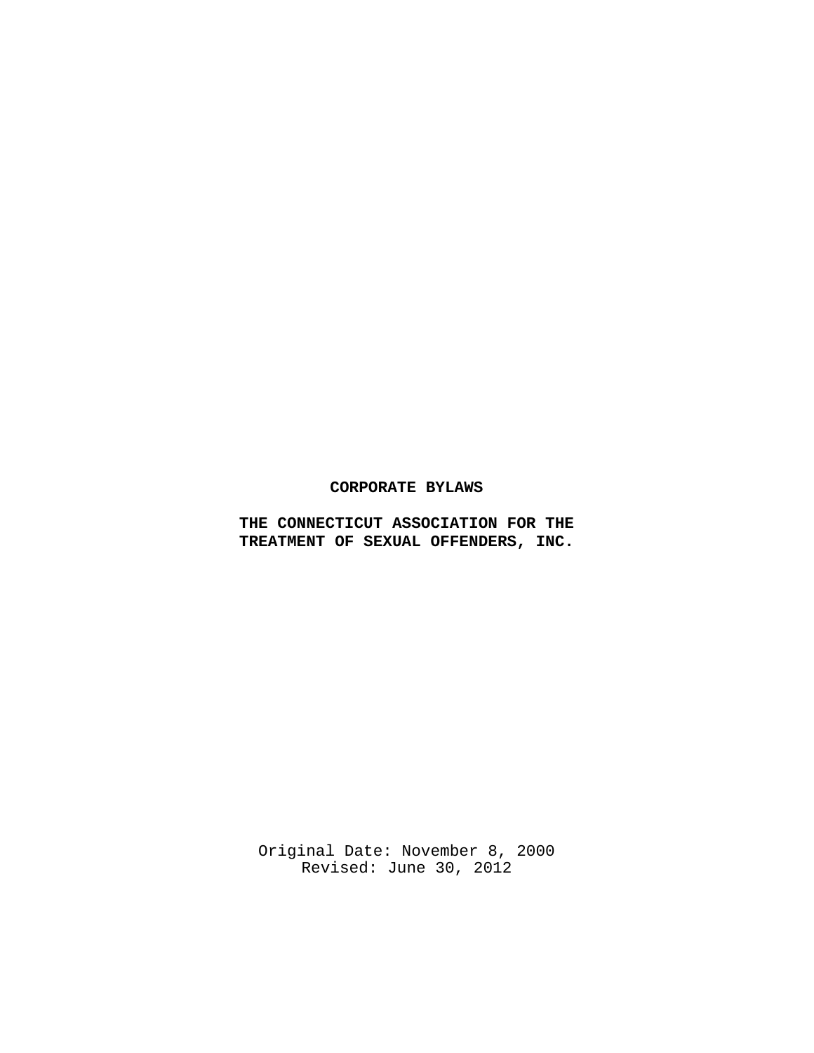# CORPORATE BYLAWS

# THE CONNECTICUT ASSOCIATION FOR THE TREATMENT OF SEXUAL OFFENDERS, INC.

Original Date: November 8, 2000
Revised: June 30, 2012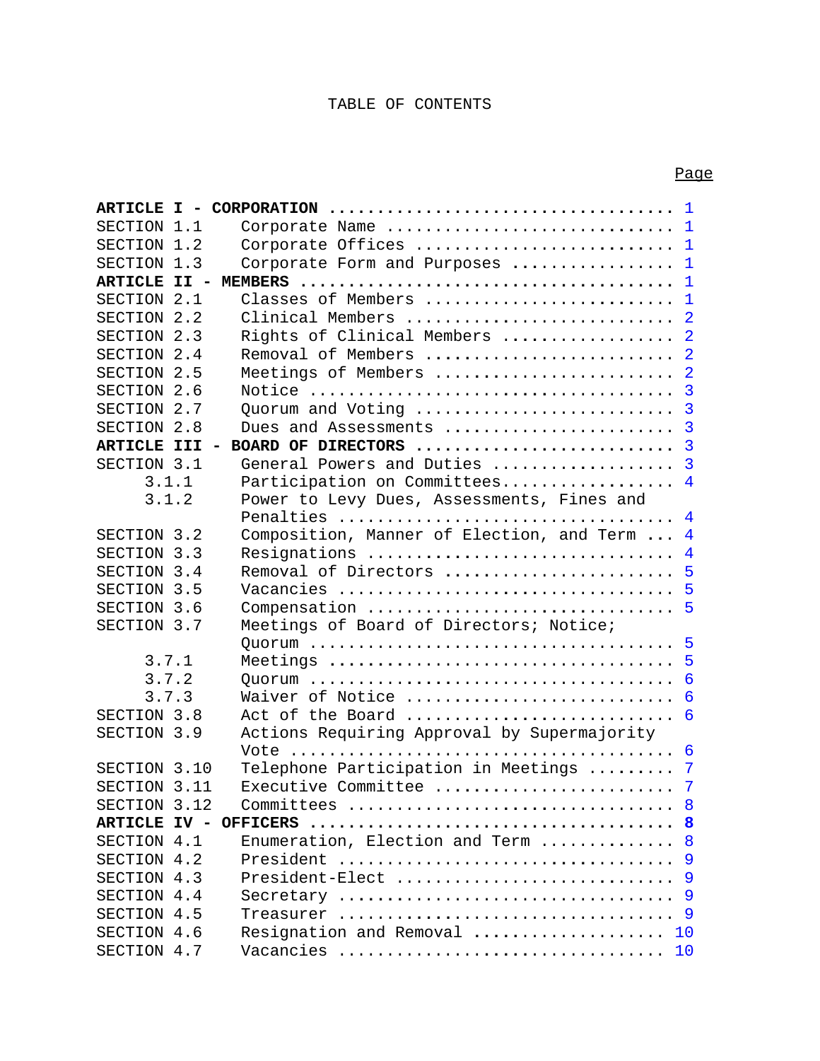# TABLE OF CONTENTS

| | | Page |
|---|---|---|
| **ARTICLE I - CORPORATION** | | 1 |
| SECTION 1.1 | Corporate Name | 1 |
| SECTION 1.2 | Corporate Offices | 1 |
| SECTION 1.3 | Corporate Form and Purposes | 1 |
| **ARTICLE II - MEMBERS** | | 1 |
| SECTION 2.1 | Classes of Members | 1 |
| SECTION 2.2 | Clinical Members | 2 |
| SECTION 2.3 | Rights of Clinical Members | 2 |
| SECTION 2.4 | Removal of Members | 2 |
| SECTION 2.5 | Meetings of Members | 2 |
| SECTION 2.6 | Notice | 3 |
| SECTION 2.7 | Quorum and Voting | 3 |
| SECTION 2.8 | Dues and Assessments | 3 |
| **ARTICLE III - BOARD OF DIRECTORS** | | 3 |
| SECTION 3.1 | General Powers and Duties | 3 |
| 3.1.1 | Participation on Committees | 4 |
| 3.1.2 | Power to Levy Dues, Assessments, Fines and Penalties | 4 |
| SECTION 3.2 | Composition, Manner of Election, and Term | 4 |
| SECTION 3.3 | Resignations | 4 |
| SECTION 3.4 | Removal of Directors | 5 |
| SECTION 3.5 | Vacancies | 5 |
| SECTION 3.6 | Compensation | 5 |
| SECTION 3.7 | Meetings of Board of Directors; Notice; Quorum | 5 |
| 3.7.1 | Meetings | 5 |
| 3.7.2 | Quorum | 6 |
| 3.7.3 | Waiver of Notice | 6 |
| SECTION 3.8 | Act of the Board | 6 |
| SECTION 3.9 | Actions Requiring Approval by Supermajority Vote | 6 |
| SECTION 3.10 | Telephone Participation in Meetings | 7 |
| SECTION 3.11 | Executive Committee | 7 |
| SECTION 3.12 | Committees | 8 |
| **ARTICLE IV - OFFICERS** | | **8** |
| SECTION 4.1 | Enumeration, Election and Term | 8 |
| SECTION 4.2 | President | 9 |
| SECTION 4.3 | President-Elect | 9 |
| SECTION 4.4 | Secretary | 9 |
| SECTION 4.5 | Treasurer | 9 |
| SECTION 4.6 | Resignation and Removal | 10 |
| SECTION 4.7 | Vacancies | 10 |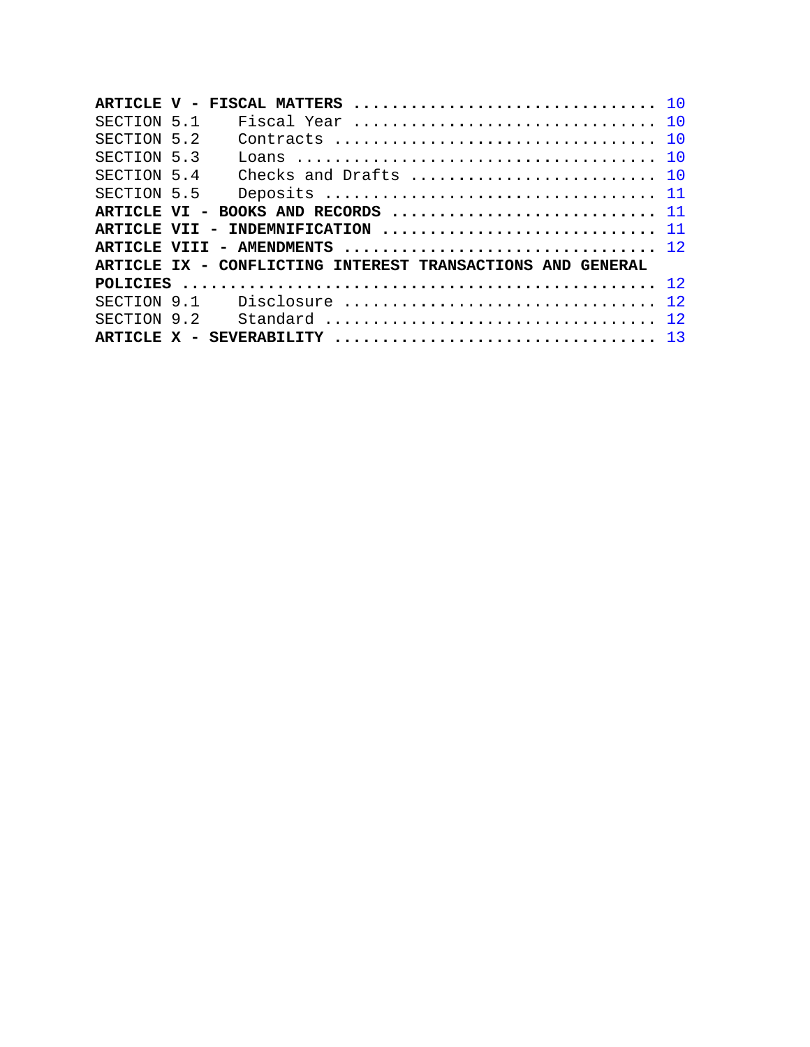**ARTICLE V - FISCAL MATTERS** ................................ 10

SECTION 5.1 Fiscal Year ................................ 10

SECTION 5.2 Contracts .................................. 10

SECTION 5.3 Loans ...................................... 10

SECTION 5.4 Checks and Drafts .......................... 10

SECTION 5.5 Deposits ................................... 11

**ARTICLE VI - BOOKS AND RECORDS** ............................ 11

**ARTICLE VII - INDEMNIFICATION** ............................. 11

**ARTICLE VIII - AMENDMENTS** ................................. 12

**ARTICLE IX - CONFLICTING INTEREST TRANSACTIONS AND GENERAL POLICIES** ................................................. 12

SECTION 9.1 Disclosure ................................. 12

SECTION 9.2 Standard ................................... 12

**ARTICLE X - SEVERABILITY** .................................. 13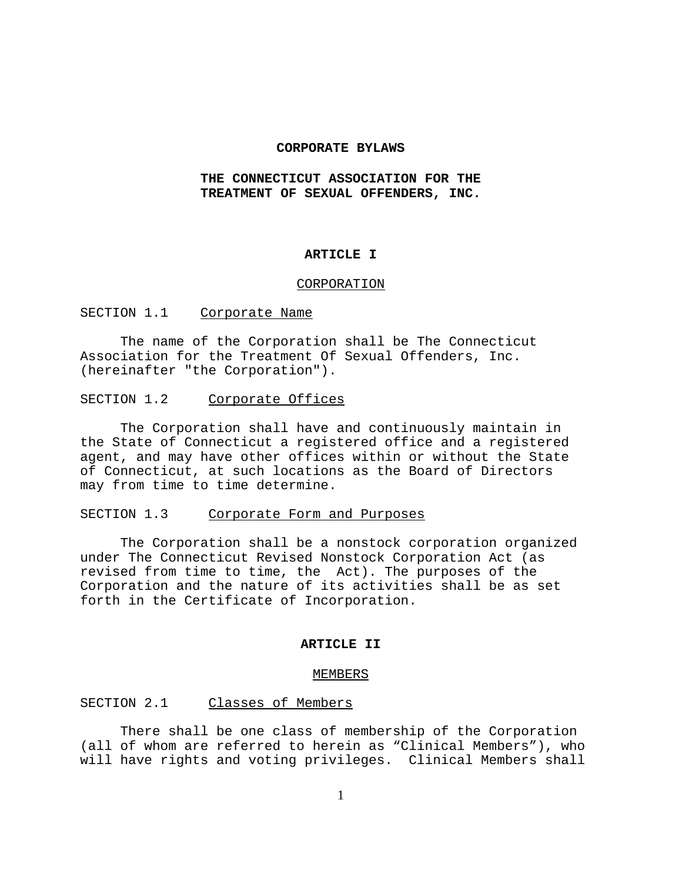# CORPORATE BYLAWS

## THE CONNECTICUT ASSOCIATION FOR THE TREATMENT OF SEXUAL OFFENDERS, INC.

## ARTICLE I

### CORPORATION

SECTION 1.1 Corporate Name

The name of the Corporation shall be The Connecticut Association for the Treatment Of Sexual Offenders, Inc. (hereinafter "the Corporation").

SECTION 1.2 Corporate Offices

The Corporation shall have and continuously maintain in the State of Connecticut a registered office and a registered agent, and may have other offices within or without the State of Connecticut, at such locations as the Board of Directors may from time to time determine.

SECTION 1.3 Corporate Form and Purposes

The Corporation shall be a nonstock corporation organized under The Connecticut Revised Nonstock Corporation Act (as revised from time to time, the Act). The purposes of the Corporation and the nature of its activities shall be as set forth in the Certificate of Incorporation.

## ARTICLE II

### MEMBERS

SECTION 2.1 Classes of Members

There shall be one class of membership of the Corporation (all of whom are referred to herein as "Clinical Members"), who will have rights and voting privileges. Clinical Members shall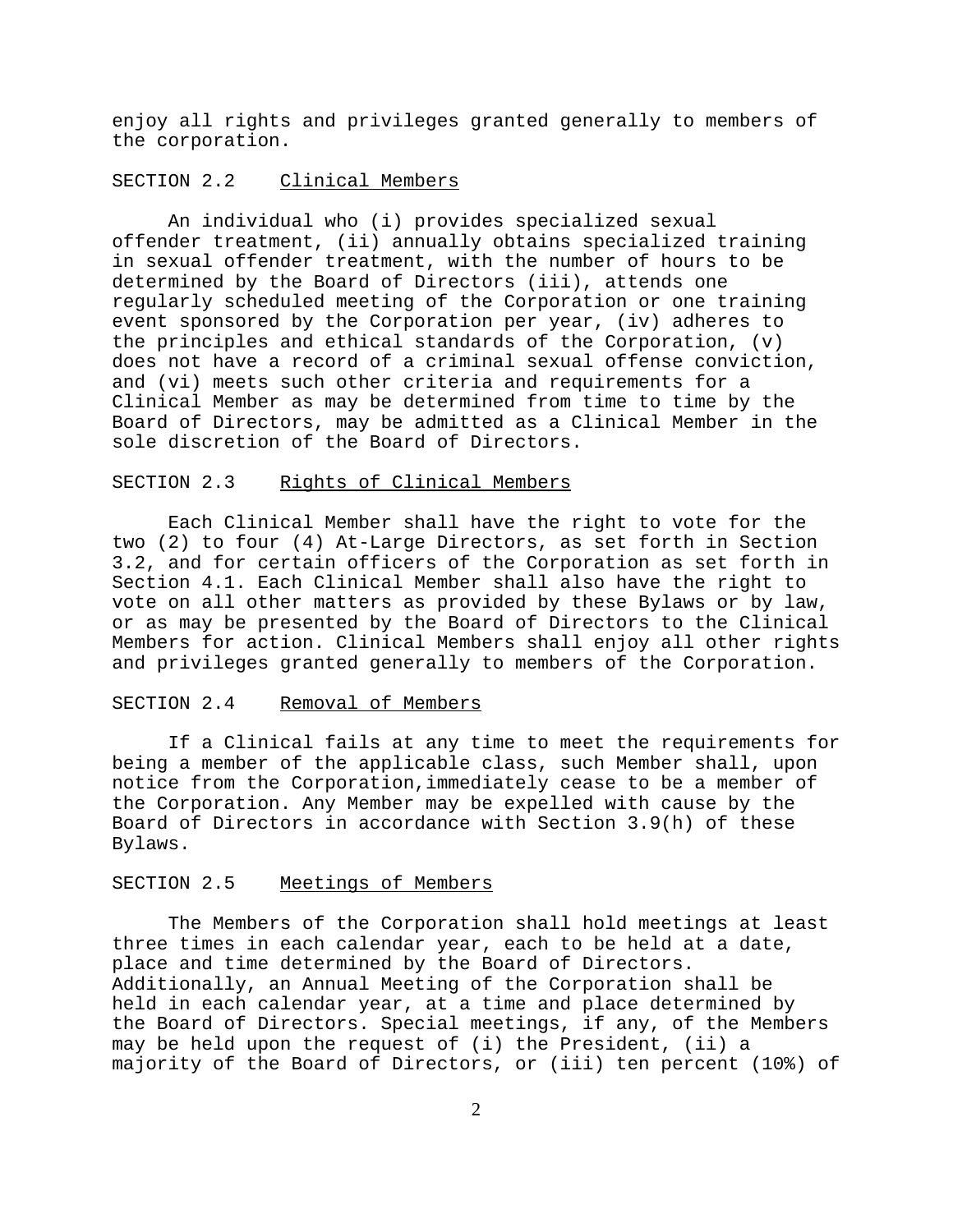enjoy all rights and privileges granted generally to members of the corporation.

## SECTION 2.2 Clinical Members

An individual who (i) provides specialized sexual offender treatment, (ii) annually obtains specialized training in sexual offender treatment, with the number of hours to be determined by the Board of Directors (iii), attends one regularly scheduled meeting of the Corporation or one training event sponsored by the Corporation per year, (iv) adheres to the principles and ethical standards of the Corporation, (v) does not have a record of a criminal sexual offense conviction, and (vi) meets such other criteria and requirements for a Clinical Member as may be determined from time to time by the Board of Directors, may be admitted as a Clinical Member in the sole discretion of the Board of Directors.

## SECTION 2.3 Rights of Clinical Members

Each Clinical Member shall have the right to vote for the two (2) to four (4) At-Large Directors, as set forth in Section 3.2, and for certain officers of the Corporation as set forth in Section 4.1. Each Clinical Member shall also have the right to vote on all other matters as provided by these Bylaws or by law, or as may be presented by the Board of Directors to the Clinical Members for action. Clinical Members shall enjoy all other rights and privileges granted generally to members of the Corporation.

## SECTION 2.4 Removal of Members

If a Clinical fails at any time to meet the requirements for being a member of the applicable class, such Member shall, upon notice from the Corporation,immediately cease to be a member of the Corporation. Any Member may be expelled with cause by the Board of Directors in accordance with Section 3.9(h) of these Bylaws.

## SECTION 2.5 Meetings of Members

The Members of the Corporation shall hold meetings at least three times in each calendar year, each to be held at a date, place and time determined by the Board of Directors. Additionally, an Annual Meeting of the Corporation shall be held in each calendar year, at a time and place determined by the Board of Directors. Special meetings, if any, of the Members may be held upon the request of (i) the President, (ii) a majority of the Board of Directors, or (iii) ten percent (10%) of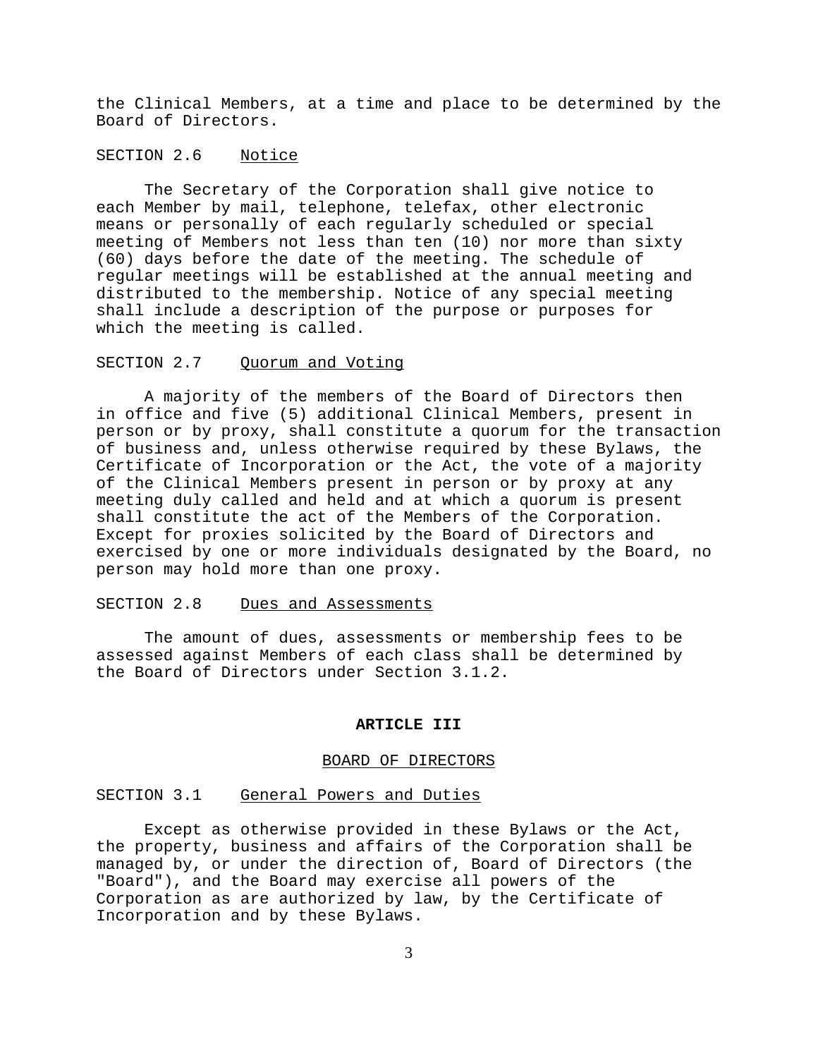the Clinical Members, at a time and place to be determined by the Board of Directors.

SECTION 2.6 Notice

The Secretary of the Corporation shall give notice to each Member by mail, telephone, telefax, other electronic means or personally of each regularly scheduled or special meeting of Members not less than ten (10) nor more than sixty (60) days before the date of the meeting. The schedule of regular meetings will be established at the annual meeting and distributed to the membership. Notice of any special meeting shall include a description of the purpose or purposes for which the meeting is called.

SECTION 2.7 Quorum and Voting

A majority of the members of the Board of Directors then in office and five (5) additional Clinical Members, present in person or by proxy, shall constitute a quorum for the transaction of business and, unless otherwise required by these Bylaws, the Certificate of Incorporation or the Act, the vote of a majority of the Clinical Members present in person or by proxy at any meeting duly called and held and at which a quorum is present shall constitute the act of the Members of the Corporation. Except for proxies solicited by the Board of Directors and exercised by one or more individuals designated by the Board, no person may hold more than one proxy.

SECTION 2.8 Dues and Assessments

The amount of dues, assessments or membership fees to be assessed against Members of each class shall be determined by the Board of Directors under Section 3.1.2.

## ARTICLE III

## BOARD OF DIRECTORS

SECTION 3.1 General Powers and Duties

Except as otherwise provided in these Bylaws or the Act, the property, business and affairs of the Corporation shall be managed by, or under the direction of, Board of Directors (the "Board"), and the Board may exercise all powers of the Corporation as are authorized by law, by the Certificate of Incorporation and by these Bylaws.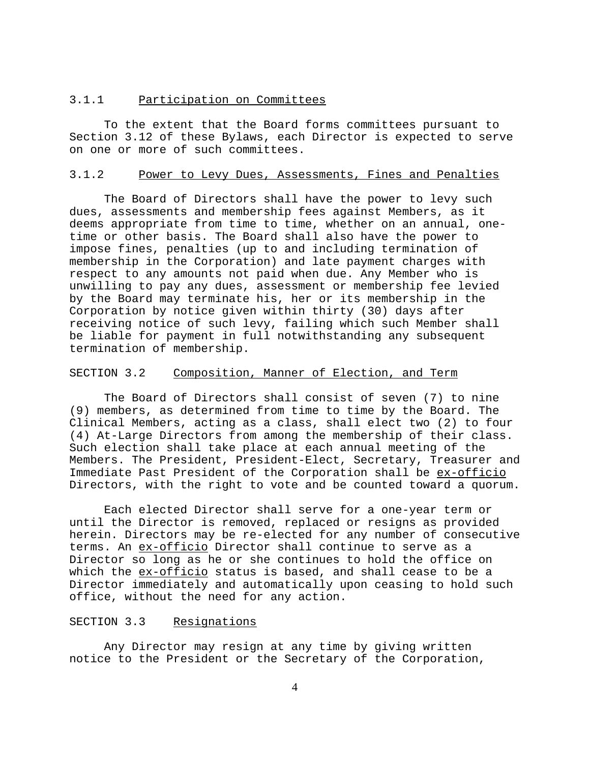### 3.1.1 Participation on Committees

To the extent that the Board forms committees pursuant to Section 3.12 of these Bylaws, each Director is expected to serve on one or more of such committees.

### 3.1.2 Power to Levy Dues, Assessments, Fines and Penalties

The Board of Directors shall have the power to levy such dues, assessments and membership fees against Members, as it deems appropriate from time to time, whether on an annual, one-time or other basis. The Board shall also have the power to impose fines, penalties (up to and including termination of membership in the Corporation) and late payment charges with respect to any amounts not paid when due. Any Member who is unwilling to pay any dues, assessment or membership fee levied by the Board may terminate his, her or its membership in the Corporation by notice given within thirty (30) days after receiving notice of such levy, failing which such Member shall be liable for payment in full notwithstanding any subsequent termination of membership.

## SECTION 3.2 Composition, Manner of Election, and Term

The Board of Directors shall consist of seven (7) to nine (9) members, as determined from time to time by the Board. The Clinical Members, acting as a class, shall elect two (2) to four (4) At-Large Directors from among the membership of their class. Such election shall take place at each annual meeting of the Members. The President, President-Elect, Secretary, Treasurer and Immediate Past President of the Corporation shall be *ex-officio* Directors, with the right to vote and be counted toward a quorum.

Each elected Director shall serve for a one-year term or until the Director is removed, replaced or resigns as provided herein. Directors may be re-elected for any number of consecutive terms. An *ex-officio* Director shall continue to serve as a Director so long as he or she continues to hold the office on which the *ex-officio* status is based, and shall cease to be a Director immediately and automatically upon ceasing to hold such office, without the need for any action.

## SECTION 3.3 Resignations

Any Director may resign at any time by giving written notice to the President or the Secretary of the Corporation,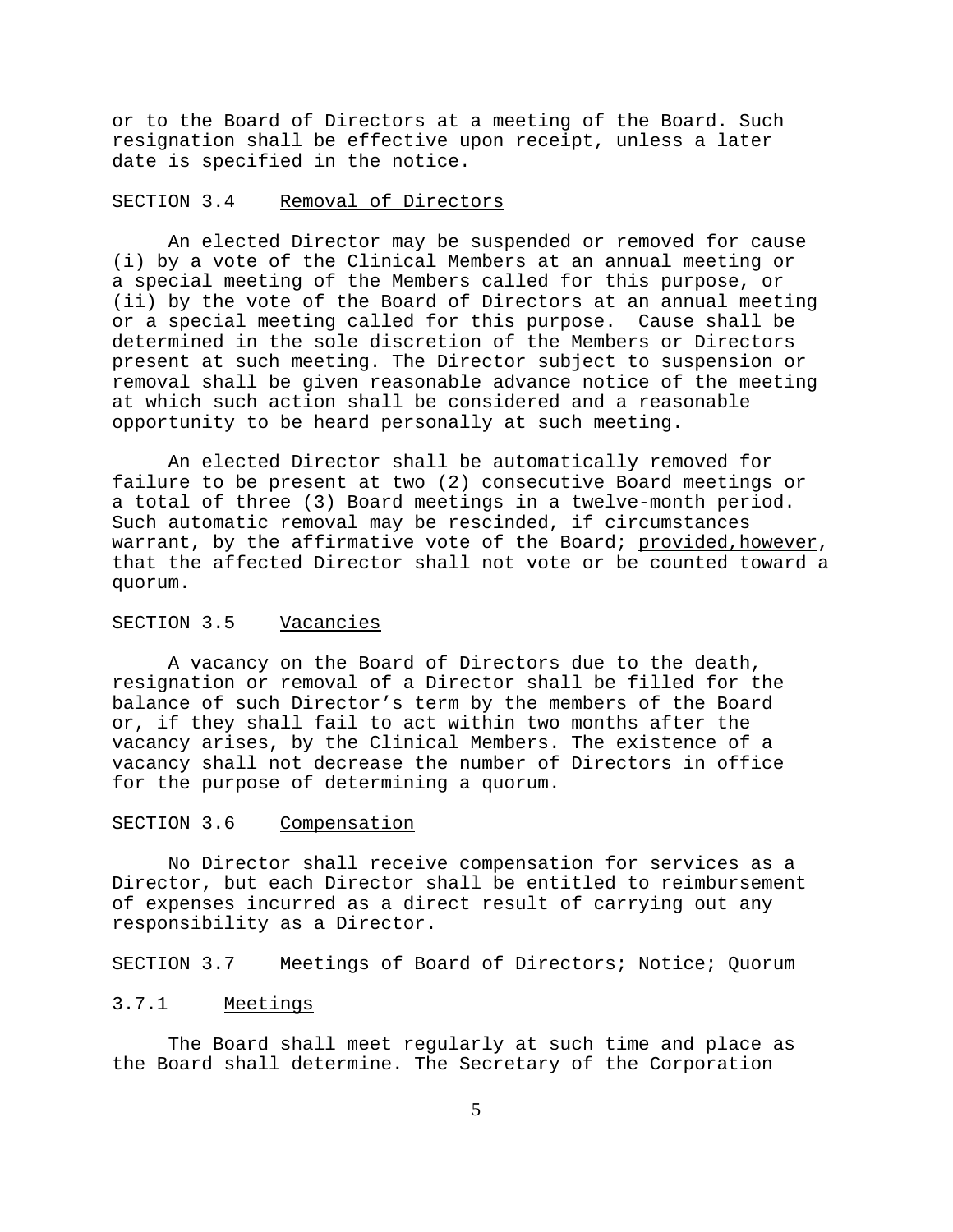or to the Board of Directors at a meeting of the Board. Such resignation shall be effective upon receipt, unless a later date is specified in the notice.

### SECTION 3.4 Removal of Directors

An elected Director may be suspended or removed for cause (i) by a vote of the Clinical Members at an annual meeting or a special meeting of the Members called for this purpose, or (ii) by the vote of the Board of Directors at an annual meeting or a special meeting called for this purpose. Cause shall be determined in the sole discretion of the Members or Directors present at such meeting. The Director subject to suspension or removal shall be given reasonable advance notice of the meeting at which such action shall be considered and a reasonable opportunity to be heard personally at such meeting.

An elected Director shall be automatically removed for failure to be present at two (2) consecutive Board meetings or a total of three (3) Board meetings in a twelve-month period. Such automatic removal may be rescinded, if circumstances warrant, by the affirmative vote of the Board; provided,however, that the affected Director shall not vote or be counted toward a quorum.

### SECTION 3.5 Vacancies

A vacancy on the Board of Directors due to the death, resignation or removal of a Director shall be filled for the balance of such Director's term by the members of the Board or, if they shall fail to act within two months after the vacancy arises, by the Clinical Members. The existence of a vacancy shall not decrease the number of Directors in office for the purpose of determining a quorum.

### SECTION 3.6 Compensation

No Director shall receive compensation for services as a Director, but each Director shall be entitled to reimbursement of expenses incurred as a direct result of carrying out any responsibility as a Director.

### SECTION 3.7 Meetings of Board of Directors; Notice; Quorum

#### 3.7.1 Meetings

The Board shall meet regularly at such time and place as the Board shall determine. The Secretary of the Corporation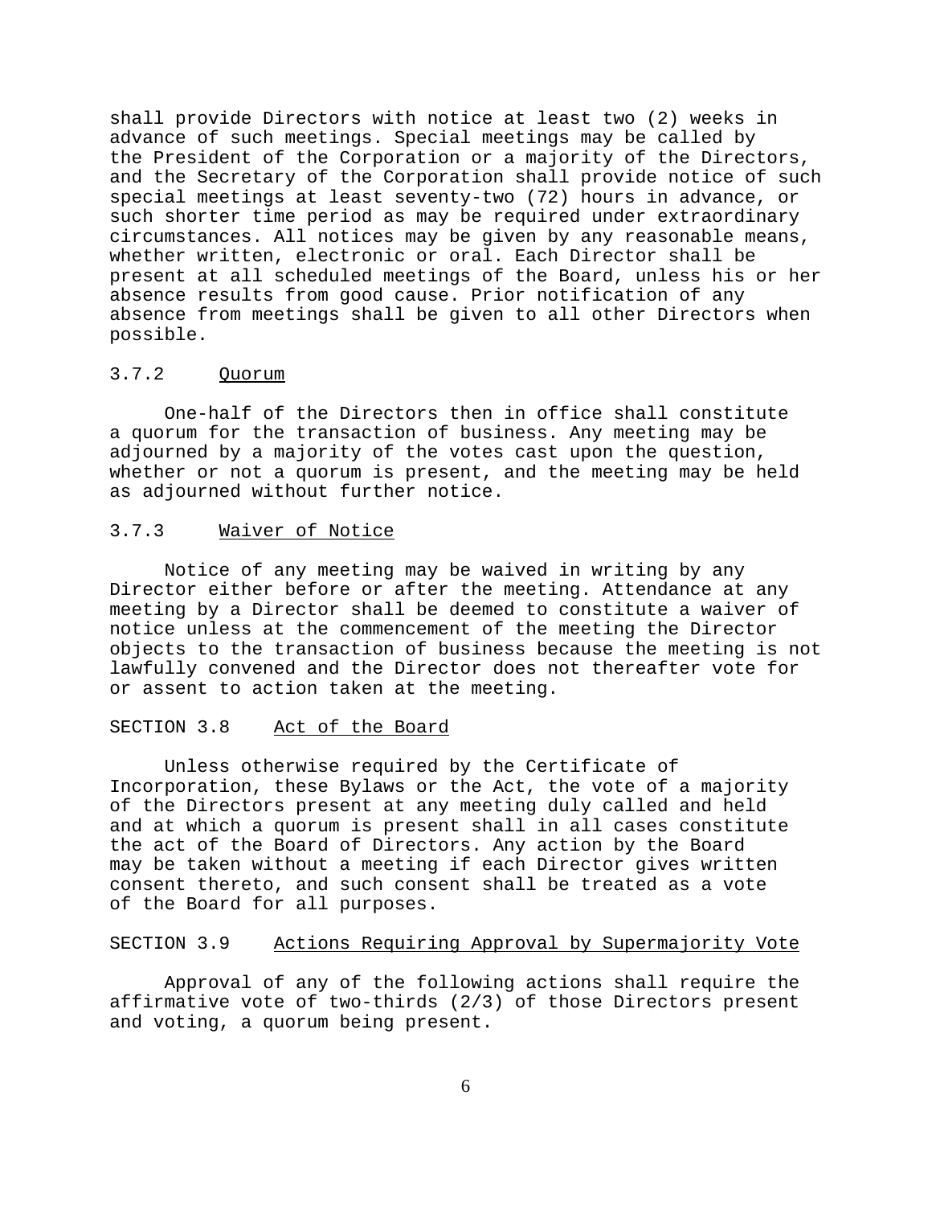shall provide Directors with notice at least two (2) weeks in advance of such meetings. Special meetings may be called by the President of the Corporation or a majority of the Directors, and the Secretary of the Corporation shall provide notice of such special meetings at least seventy-two (72) hours in advance, or such shorter time period as may be required under extraordinary circumstances. All notices may be given by any reasonable means, whether written, electronic or oral. Each Director shall be present at all scheduled meetings of the Board, unless his or her absence results from good cause. Prior notification of any absence from meetings shall be given to all other Directors when possible.

#### 3.7.2 Quorum

One-half of the Directors then in office shall constitute a quorum for the transaction of business. Any meeting may be adjourned by a majority of the votes cast upon the question, whether or not a quorum is present, and the meeting may be held as adjourned without further notice.

#### 3.7.3 Waiver of Notice

Notice of any meeting may be waived in writing by any Director either before or after the meeting. Attendance at any meeting by a Director shall be deemed to constitute a waiver of notice unless at the commencement of the meeting the Director objects to the transaction of business because the meeting is not lawfully convened and the Director does not thereafter vote for or assent to action taken at the meeting.

### SECTION 3.8 Act of the Board

Unless otherwise required by the Certificate of Incorporation, these Bylaws or the Act, the vote of a majority of the Directors present at any meeting duly called and held and at which a quorum is present shall in all cases constitute the act of the Board of Directors. Any action by the Board may be taken without a meeting if each Director gives written consent thereto, and such consent shall be treated as a vote of the Board for all purposes.

### SECTION 3.9 Actions Requiring Approval by Supermajority Vote

Approval of any of the following actions shall require the affirmative vote of two-thirds (2/3) of those Directors present and voting, a quorum being present.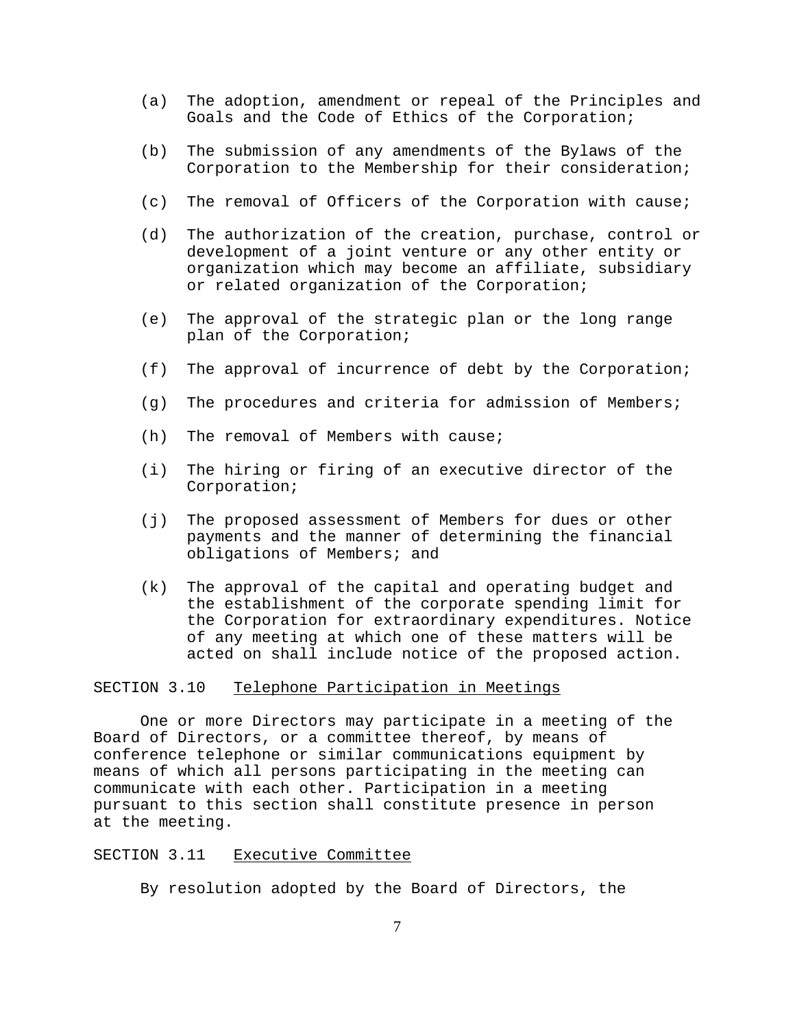(a) The adoption, amendment or repeal of the Principles and Goals and the Code of Ethics of the Corporation;

(b) The submission of any amendments of the Bylaws of the Corporation to the Membership for their consideration;

(c) The removal of Officers of the Corporation with cause;

(d) The authorization of the creation, purchase, control or development of a joint venture or any other entity or organization which may become an affiliate, subsidiary or related organization of the Corporation;

(e) The approval of the strategic plan or the long range plan of the Corporation;

(f) The approval of incurrence of debt by the Corporation;

(g) The procedures and criteria for admission of Members;

(h) The removal of Members with cause;

(i) The hiring or firing of an executive director of the Corporation;

(j) The proposed assessment of Members for dues or other payments and the manner of determining the financial obligations of Members; and

(k) The approval of the capital and operating budget and the establishment of the corporate spending limit for the Corporation for extraordinary expenditures. Notice of any meeting at which one of these matters will be acted on shall include notice of the proposed action.

SECTION 3.10 Telephone Participation in Meetings

One or more Directors may participate in a meeting of the Board of Directors, or a committee thereof, by means of conference telephone or similar communications equipment by means of which all persons participating in the meeting can communicate with each other. Participation in a meeting pursuant to this section shall constitute presence in person at the meeting.

SECTION 3.11 Executive Committee

By resolution adopted by the Board of Directors, the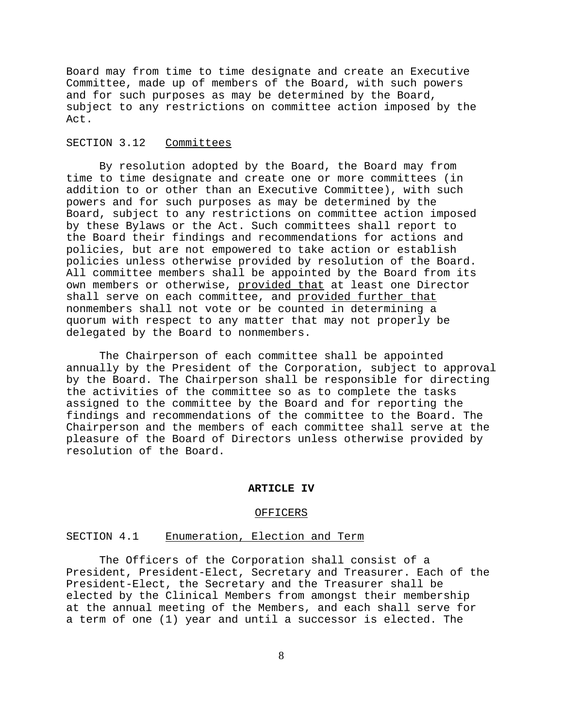Board may from time to time designate and create an Executive Committee, made up of members of the Board, with such powers and for such purposes as may be determined by the Board, subject to any restrictions on committee action imposed by the Act.

### SECTION 3.12 Committees

By resolution adopted by the Board, the Board may from time to time designate and create one or more committees (in addition to or other than an Executive Committee), with such powers and for such purposes as may be determined by the Board, subject to any restrictions on committee action imposed by these Bylaws or the Act. Such committees shall report to the Board their findings and recommendations for actions and policies, but are not empowered to take action or establish policies unless otherwise provided by resolution of the Board. All committee members shall be appointed by the Board from its own members or otherwise, provided that at least one Director shall serve on each committee, and provided further that nonmembers shall not vote or be counted in determining a quorum with respect to any matter that may not properly be delegated by the Board to nonmembers.

The Chairperson of each committee shall be appointed annually by the President of the Corporation, subject to approval by the Board. The Chairperson shall be responsible for directing the activities of the committee so as to complete the tasks assigned to the committee by the Board and for reporting the findings and recommendations of the committee to the Board. The Chairperson and the members of each committee shall serve at the pleasure of the Board of Directors unless otherwise provided by resolution of the Board.

## ARTICLE IV

## OFFICERS

### SECTION 4.1 Enumeration, Election and Term

The Officers of the Corporation shall consist of a President, President-Elect, Secretary and Treasurer. Each of the President-Elect, the Secretary and the Treasurer shall be elected by the Clinical Members from amongst their membership at the annual meeting of the Members, and each shall serve for a term of one (1) year and until a successor is elected. The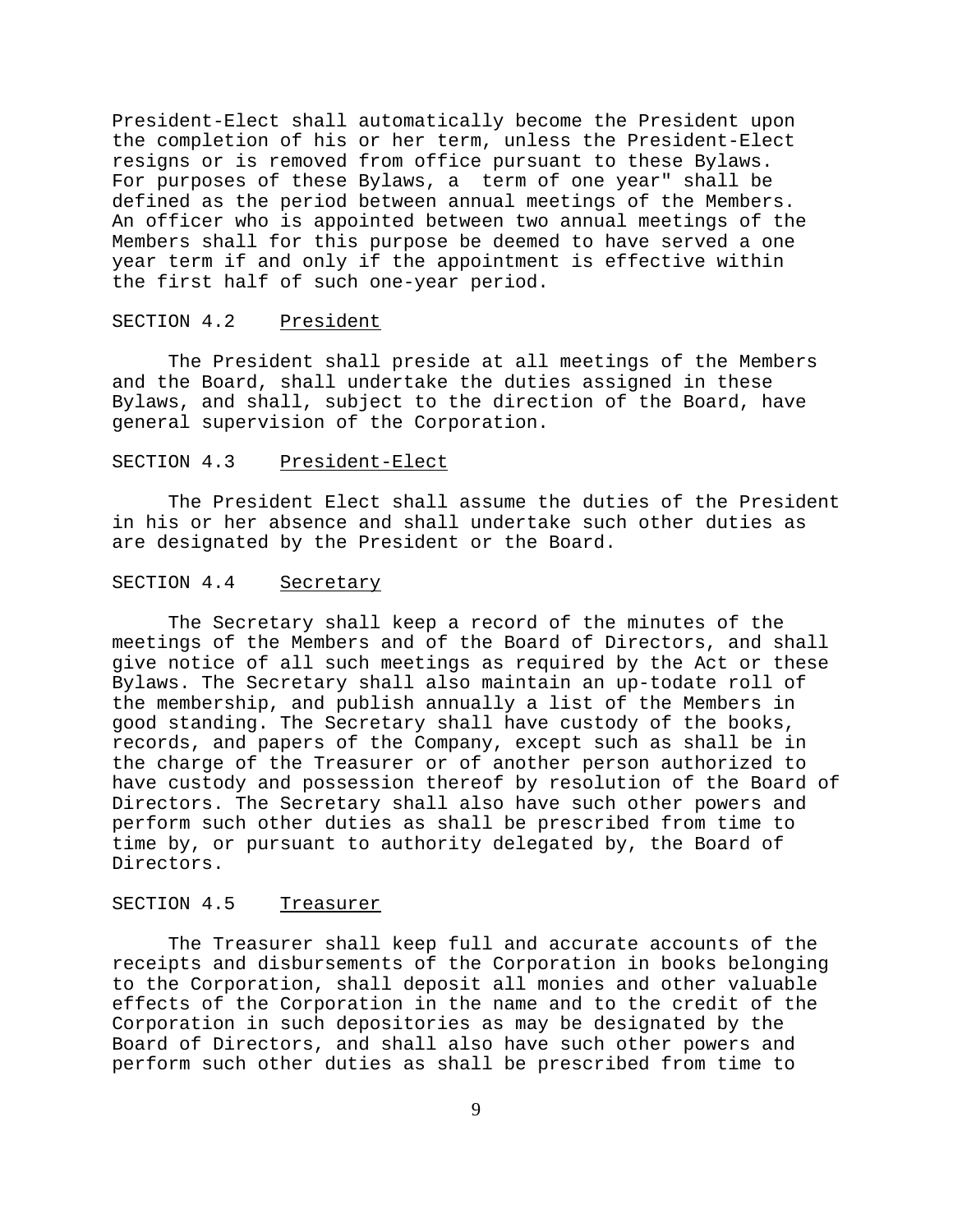President-Elect shall automatically become the President upon the completion of his or her term, unless the President-Elect resigns or is removed from office pursuant to these Bylaws. For purposes of these Bylaws, a  term of one year" shall be defined as the period between annual meetings of the Members. An officer who is appointed between two annual meetings of the Members shall for this purpose be deemed to have served a one year term if and only if the appointment is effective within the first half of such one-year period.

SECTION 4.2 President

The President shall preside at all meetings of the Members and the Board, shall undertake the duties assigned in these Bylaws, and shall, subject to the direction of the Board, have general supervision of the Corporation.

SECTION 4.3 President-Elect

The President Elect shall assume the duties of the President in his or her absence and shall undertake such other duties as are designated by the President or the Board.

SECTION 4.4 Secretary

The Secretary shall keep a record of the minutes of the meetings of the Members and of the Board of Directors, and shall give notice of all such meetings as required by the Act or these Bylaws. The Secretary shall also maintain an up-todate roll of the membership, and publish annually a list of the Members in good standing. The Secretary shall have custody of the books, records, and papers of the Company, except such as shall be in the charge of the Treasurer or of another person authorized to have custody and possession thereof by resolution of the Board of Directors. The Secretary shall also have such other powers and perform such other duties as shall be prescribed from time to time by, or pursuant to authority delegated by, the Board of Directors.

SECTION 4.5 Treasurer

The Treasurer shall keep full and accurate accounts of the receipts and disbursements of the Corporation in books belonging to the Corporation, shall deposit all monies and other valuable effects of the Corporation in the name and to the credit of the Corporation in such depositories as may be designated by the Board of Directors, and shall also have such other powers and perform such other duties as shall be prescribed from time to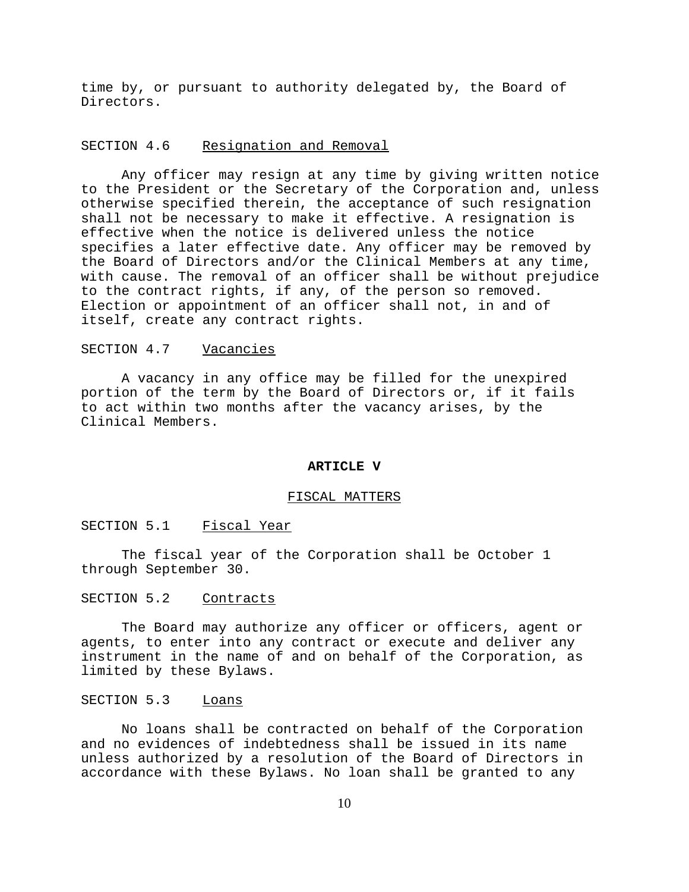time by, or pursuant to authority delegated by, the Board of Directors.

SECTION 4.6 Resignation and Removal

Any officer may resign at any time by giving written notice to the President or the Secretary of the Corporation and, unless otherwise specified therein, the acceptance of such resignation shall not be necessary to make it effective. A resignation is effective when the notice is delivered unless the notice specifies a later effective date. Any officer may be removed by the Board of Directors and/or the Clinical Members at any time, with cause. The removal of an officer shall be without prejudice to the contract rights, if any, of the person so removed. Election or appointment of an officer shall not, in and of itself, create any contract rights.

SECTION 4.7 Vacancies

A vacancy in any office may be filled for the unexpired portion of the term by the Board of Directors or, if it fails to act within two months after the vacancy arises, by the Clinical Members.

## ARTICLE V

### FISCAL MATTERS

SECTION 5.1 Fiscal Year

The fiscal year of the Corporation shall be October 1 through September 30.

SECTION 5.2 Contracts

The Board may authorize any officer or officers, agent or agents, to enter into any contract or execute and deliver any instrument in the name of and on behalf of the Corporation, as limited by these Bylaws.

SECTION 5.3 Loans

No loans shall be contracted on behalf of the Corporation and no evidences of indebtedness shall be issued in its name unless authorized by a resolution of the Board of Directors in accordance with these Bylaws. No loan shall be granted to any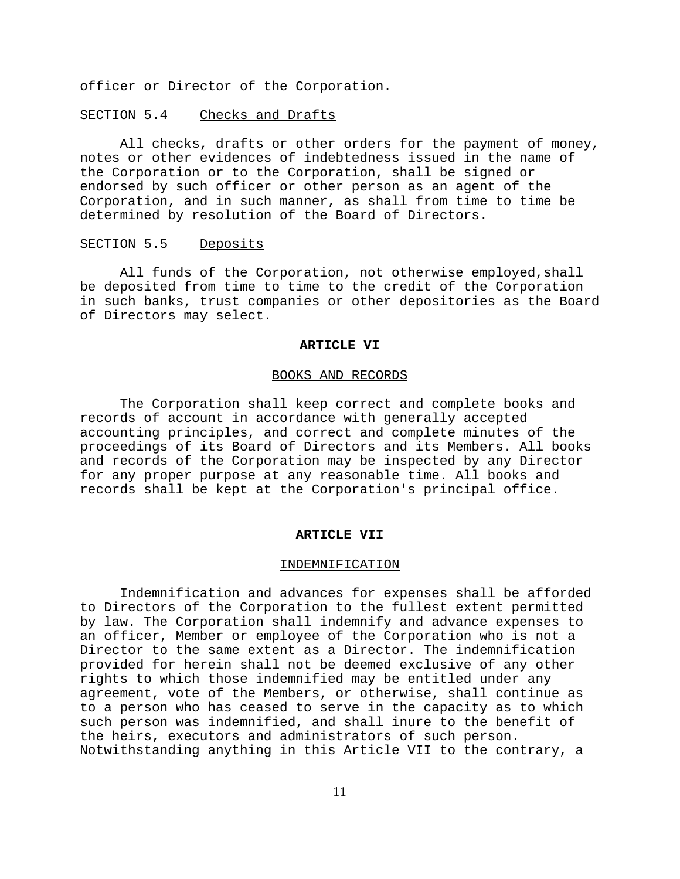officer or Director of the Corporation.

SECTION 5.4 Checks and Drafts

All checks, drafts or other orders for the payment of money, notes or other evidences of indebtedness issued in the name of the Corporation or to the Corporation, shall be signed or endorsed by such officer or other person as an agent of the Corporation, and in such manner, as shall from time to time be determined by resolution of the Board of Directors.

SECTION 5.5 Deposits

All funds of the Corporation, not otherwise employed,shall be deposited from time to time to the credit of the Corporation in such banks, trust companies or other depositories as the Board of Directors may select.

## ARTICLE VI

### BOOKS AND RECORDS

The Corporation shall keep correct and complete books and records of account in accordance with generally accepted accounting principles, and correct and complete minutes of the proceedings of its Board of Directors and its Members. All books and records of the Corporation may be inspected by any Director for any proper purpose at any reasonable time. All books and records shall be kept at the Corporation's principal office.

## ARTICLE VII

### INDEMNIFICATION

Indemnification and advances for expenses shall be afforded to Directors of the Corporation to the fullest extent permitted by law. The Corporation shall indemnify and advance expenses to an officer, Member or employee of the Corporation who is not a Director to the same extent as a Director. The indemnification provided for herein shall not be deemed exclusive of any other rights to which those indemnified may be entitled under any agreement, vote of the Members, or otherwise, shall continue as to a person who has ceased to serve in the capacity as to which such person was indemnified, and shall inure to the benefit of the heirs, executors and administrators of such person. Notwithstanding anything in this Article VII to the contrary, a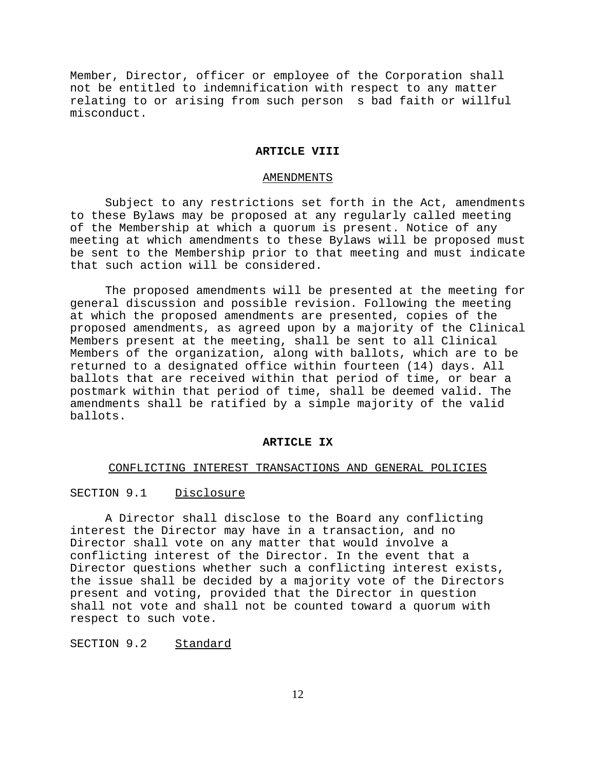Member, Director, officer or employee of the Corporation shall not be entitled to indemnification with respect to any matter relating to or arising from such person s bad faith or willful misconduct.

## ARTICLE VIII

### AMENDMENTS

Subject to any restrictions set forth in the Act, amendments to these Bylaws may be proposed at any regularly called meeting of the Membership at which a quorum is present. Notice of any meeting at which amendments to these Bylaws will be proposed must be sent to the Membership prior to that meeting and must indicate that such action will be considered.

The proposed amendments will be presented at the meeting for general discussion and possible revision. Following the meeting at which the proposed amendments are presented, copies of the proposed amendments, as agreed upon by a majority of the Clinical Members present at the meeting, shall be sent to all Clinical Members of the organization, along with ballots, which are to be returned to a designated office within fourteen (14) days. All ballots that are received within that period of time, or bear a postmark within that period of time, shall be deemed valid. The amendments shall be ratified by a simple majority of the valid ballots.

## ARTICLE IX

### CONFLICTING INTEREST TRANSACTIONS AND GENERAL POLICIES

SECTION 9.1 Disclosure

A Director shall disclose to the Board any conflicting interest the Director may have in a transaction, and no Director shall vote on any matter that would involve a conflicting interest of the Director. In the event that a Director questions whether such a conflicting interest exists, the issue shall be decided by a majority vote of the Directors present and voting, provided that the Director in question shall not vote and shall not be counted toward a quorum with respect to such vote.

SECTION 9.2 Standard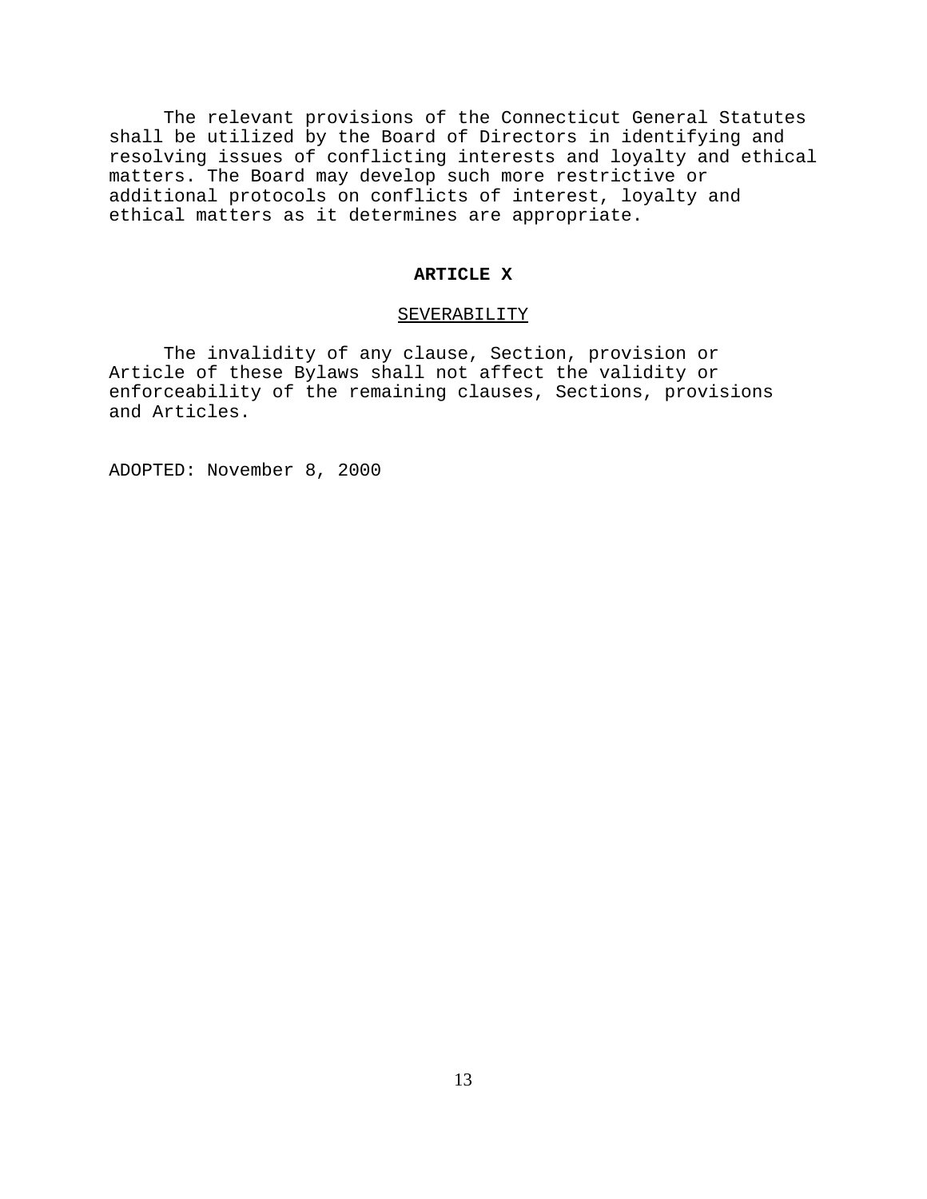The relevant provisions of the Connecticut General Statutes shall be utilized by the Board of Directors in identifying and resolving issues of conflicting interests and loyalty and ethical matters. The Board may develop such more restrictive or additional protocols on conflicts of interest, loyalty and ethical matters as it determines are appropriate.

## ARTICLE X

### SEVERABILITY

The invalidity of any clause, Section, provision or Article of these Bylaws shall not affect the validity or enforceability of the remaining clauses, Sections, provisions and Articles.

ADOPTED: November 8, 2000